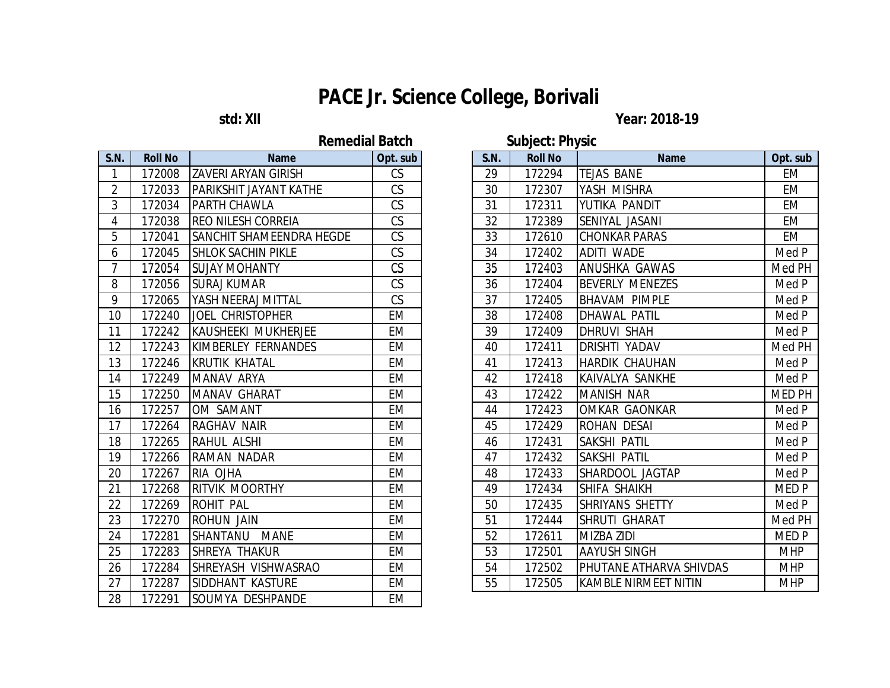# PACE Jr. Science College, Borivali

**std: XII** **Year: 2018-19**

**Remedial Batch** **Subject: Physic**

| S.N. | Roll No | Name | Opt. sub |
|---|---|---|---|
| 1 | 172008 | ZAVERI ARYAN GIRISH | CS |
| 2 | 172033 | PARIKSHIT JAYANT KATHE | CS |
| 3 | 172034 | PARTH CHAWLA | CS |
| 4 | 172038 | REO NILESH CORREIA | CS |
| 5 | 172041 | SANCHIT SHAMEENDRA HEGDE | CS |
| 6 | 172045 | SHLOK SACHIN PIKLE | CS |
| 7 | 172054 | SUJAY MOHANTY | CS |
| 8 | 172056 | SURAJ KUMAR | CS |
| 9 | 172065 | YASH NEERAJ MITTAL | CS |
| 10 | 172240 | JOEL CHRISTOPHER | EM |
| 11 | 172242 | KAUSHEEKI MUKHERJEE | EM |
| 12 | 172243 | KIMBERLEY FERNANDES | EM |
| 13 | 172246 | KRUTIK KHATAL | EM |
| 14 | 172249 | MANAV ARYA | EM |
| 15 | 172250 | MANAV GHARAT | EM |
| 16 | 172257 | OM SAMANT | EM |
| 17 | 172264 | RAGHAV NAIR | EM |
| 18 | 172265 | RAHUL ALSHI | EM |
| 19 | 172266 | RAMAN NADAR | EM |
| 20 | 172267 | RIA OJHA | EM |
| 21 | 172268 | RITVIK MOORTHY | EM |
| 22 | 172269 | ROHIT PAL | EM |
| 23 | 172270 | ROHUN JAIN | EM |
| 24 | 172281 | SHANTANU MANE | EM |
| 25 | 172283 | SHREYA THAKUR | EM |
| 26 | 172284 | SHREYASH VISHWASRAO | EM |
| 27 | 172287 | SIDDHANT KASTURE | EM |
| 28 | 172291 | SOUMYA DESHPANDE | EM |
| 29 | 172294 | TEJAS BANE | EM |
| 30 | 172307 | YASH MISHRA | EM |
| 31 | 172311 | YUTIKA PANDIT | EM |
| 32 | 172389 | SENIYAL JASANI | EM |
| 33 | 172610 | CHONKAR PARAS | EM |
| 34 | 172402 | ADITI WADE | Med P |
| 35 | 172403 | ANUSHKA GAWAS | Med PH |
| 36 | 172404 | BEVERLY MENEZES | Med P |
| 37 | 172405 | BHAVAM PIMPLE | Med P |
| 38 | 172408 | DHAWAL PATIL | Med P |
| 39 | 172409 | DHRUVI SHAH | Med P |
| 40 | 172411 | DRISHTI YADAV | Med PH |
| 41 | 172413 | HARDIK CHAUHAN | Med P |
| 42 | 172418 | KAIVALYA SANKHE | Med P |
| 43 | 172422 | MANISH NAR | MED PH |
| 44 | 172423 | OMKAR GAONKAR | Med P |
| 45 | 172429 | ROHAN DESAI | Med P |
| 46 | 172431 | SAKSHI PATIL | Med P |
| 47 | 172432 | SAKSHI PATIL | Med P |
| 48 | 172433 | SHARDOOL JAGTAP | Med P |
| 49 | 172434 | SHIFA SHAIKH | MED P |
| 50 | 172435 | SHRIYANS SHETTY | Med P |
| 51 | 172444 | SHRUTI GHARAT | Med PH |
| 52 | 172611 | MIZBA ZIDI | MED P |
| 53 | 172501 | AAYUSH SINGH | MHP |
| 54 | 172502 | PHUTANE ATHARVA SHIVDAS | MHP |
| 55 | 172505 | KAMBLE NIRMEET NITIN | MHP |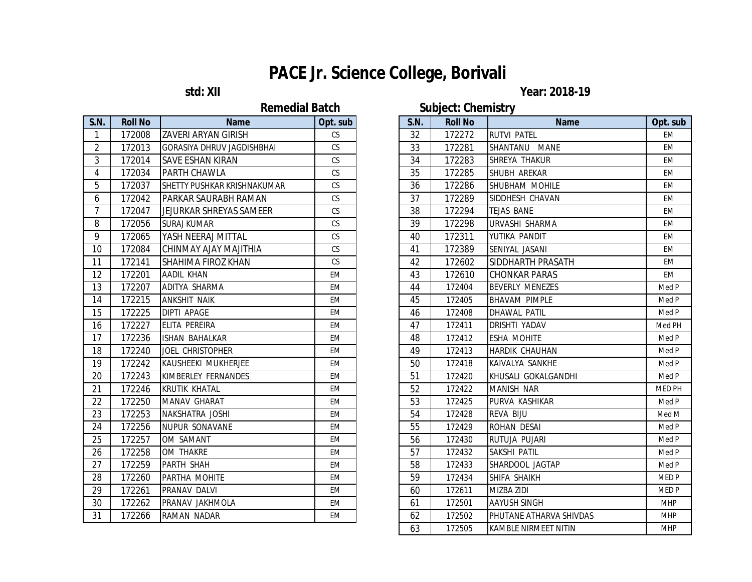# PACE Jr. Science College, Borivali

**std: XII** **Year: 2018-19**

**Remedial Batch** **Subject: Chemistry**

| S.N. | Roll No | Name | Opt. sub |
|---|---|---|---|
| 1 | 172008 | ZAVERI ARYAN GIRISH | CS |
| 2 | 172013 | GORASIYA DHRUV JAGDISHBHAI | CS |
| 3 | 172014 | SAVE ESHAN KIRAN | CS |
| 4 | 172034 | PARTH CHAWLA | CS |
| 5 | 172037 | SHETTY PUSHKAR KRISHNAKUMAR | CS |
| 6 | 172042 | PARKAR SAURABH RAMAN | CS |
| 7 | 172047 | JEJURKAR SHREYAS SAMEER | CS |
| 8 | 172056 | SURAJ KUMAR | CS |
| 9 | 172065 | YASH NEERAJ MITTAL | CS |
| 10 | 172084 | CHINMAY AJAY MAJITHIA | CS |
| 11 | 172141 | SHAHIMA FIROZ KHAN | CS |
| 12 | 172201 | AADIL KHAN | EM |
| 13 | 172207 | ADITYA SHARMA | EM |
| 14 | 172215 | ANKSHIT NAIK | EM |
| 15 | 172225 | DIPTI APAGE | EM |
| 16 | 172227 | ELITA PEREIRA | EM |
| 17 | 172236 | ISHAN BAHALKAR | EM |
| 18 | 172240 | JOEL CHRISTOPHER | EM |
| 19 | 172242 | KAUSHEEKI MUKHERJEE | EM |
| 20 | 172243 | KIMBERLEY FERNANDES | EM |
| 21 | 172246 | KRUTIK KHATAL | EM |
| 22 | 172250 | MANAV GHARAT | EM |
| 23 | 172253 | NAKSHATRA JOSHI | EM |
| 24 | 172256 | NUPUR SONAVANE | EM |
| 25 | 172257 | OM SAMANT | EM |
| 26 | 172258 | OM THAKRE | EM |
| 27 | 172259 | PARTH SHAH | EM |
| 28 | 172260 | PARTHA MOHITE | EM |
| 29 | 172261 | PRANAV DALVI | EM |
| 30 | 172262 | PRANAV JAKHMOLA | EM |
| 31 | 172266 | RAMAN NADAR | EM |
| 32 | 172272 | RUTVI PATEL | EM |
| 33 | 172281 | SHANTANU MANE | EM |
| 34 | 172283 | SHREYA THAKUR | EM |
| 35 | 172285 | SHUBH AREKAR | EM |
| 36 | 172286 | SHUBHAM MOHILE | EM |
| 37 | 172289 | SIDDHESH CHAVAN | EM |
| 38 | 172294 | TEJAS BANE | EM |
| 39 | 172298 | URVASHI SHARMA | EM |
| 40 | 172311 | YUTIKA PANDIT | EM |
| 41 | 172389 | SENIYAL JASANI | EM |
| 42 | 172602 | SIDDHARTH PRASATH | EM |
| 43 | 172610 | CHONKAR PARAS | EM |
| 44 | 172404 | BEVERLY MENEZES | Med P |
| 45 | 172405 | BHAVAM PIMPLE | Med P |
| 46 | 172408 | DHAWAL PATIL | Med P |
| 47 | 172411 | DRISHTI YADAV | Med PH |
| 48 | 172412 | ESHA MOHITE | Med P |
| 49 | 172413 | HARDIK CHAUHAN | Med P |
| 50 | 172418 | KAIVALYA SANKHE | Med P |
| 51 | 172420 | KHUSALI GOKALGANDHI | Med P |
| 52 | 172422 | MANISH NAR | MED PH |
| 53 | 172425 | PURVA KASHIKAR | Med P |
| 54 | 172428 | REVA BIJU | Med M |
| 55 | 172429 | ROHAN DESAI | Med P |
| 56 | 172430 | RUTUJA PUJARI | Med P |
| 57 | 172432 | SAKSHI PATIL | Med P |
| 58 | 172433 | SHARDOOL JAGTAP | Med P |
| 59 | 172434 | SHIFA SHAIKH | MED P |
| 60 | 172611 | MIZBA ZIDI | MED P |
| 61 | 172501 | AAYUSH SINGH | MHP |
| 62 | 172502 | PHUTANE ATHARVA SHIVDAS | MHP |
| 63 | 172505 | KAMBLE NIRMEET NITIN | MHP |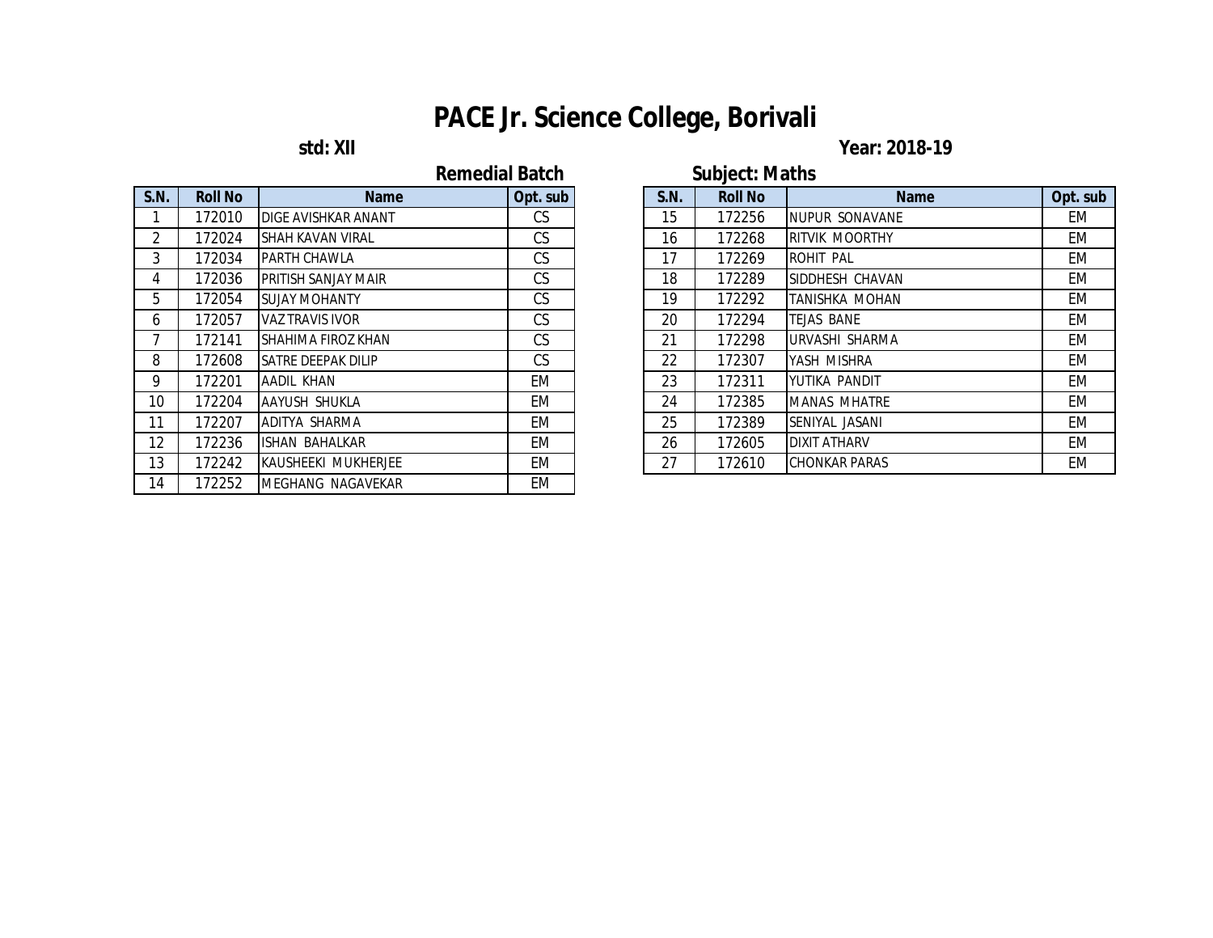# PACE Jr. Science College, Borivali

**std: XII** **Year: 2018-19**

**Remedial Batch** **Subject: Maths**

| S.N. | Roll No | Name | Opt. sub |
|---|---|---|---|
| 1 | 172010 | DIGE AVISHKAR ANANT | CS |
| 2 | 172024 | SHAH KAVAN VIRAL | CS |
| 3 | 172034 | PARTH CHAWLA | CS |
| 4 | 172036 | PRITISH SANJAY MAIR | CS |
| 5 | 172054 | SUJAY MOHANTY | CS |
| 6 | 172057 | VAZ TRAVIS IVOR | CS |
| 7 | 172141 | SHAHIMA FIROZ KHAN | CS |
| 8 | 172608 | SATRE DEEPAK DILIP | CS |
| 9 | 172201 | AADIL KHAN | EM |
| 10 | 172204 | AAYUSH SHUKLA | EM |
| 11 | 172207 | ADITYA SHARMA | EM |
| 12 | 172236 | ISHAN BAHALKAR | EM |
| 13 | 172242 | KAUSHEEKI MUKHERJEE | EM |
| 14 | 172252 | MEGHANG NAGAVEKAR | EM |
| 15 | 172256 | NUPUR SONAVANE | EM |
| 16 | 172268 | RITVIK MOORTHY | EM |
| 17 | 172269 | ROHIT PAL | EM |
| 18 | 172289 | SIDDHESH CHAVAN | EM |
| 19 | 172292 | TANISHKA MOHAN | EM |
| 20 | 172294 | TEJAS BANE | EM |
| 21 | 172298 | URVASHI SHARMA | EM |
| 22 | 172307 | YASH MISHRA | EM |
| 23 | 172311 | YUTIKA PANDIT | EM |
| 24 | 172385 | MANAS MHATRE | EM |
| 25 | 172389 | SENIYAL JASANI | EM |
| 26 | 172605 | DIXIT ATHARV | EM |
| 27 | 172610 | CHONKAR PARAS | EM |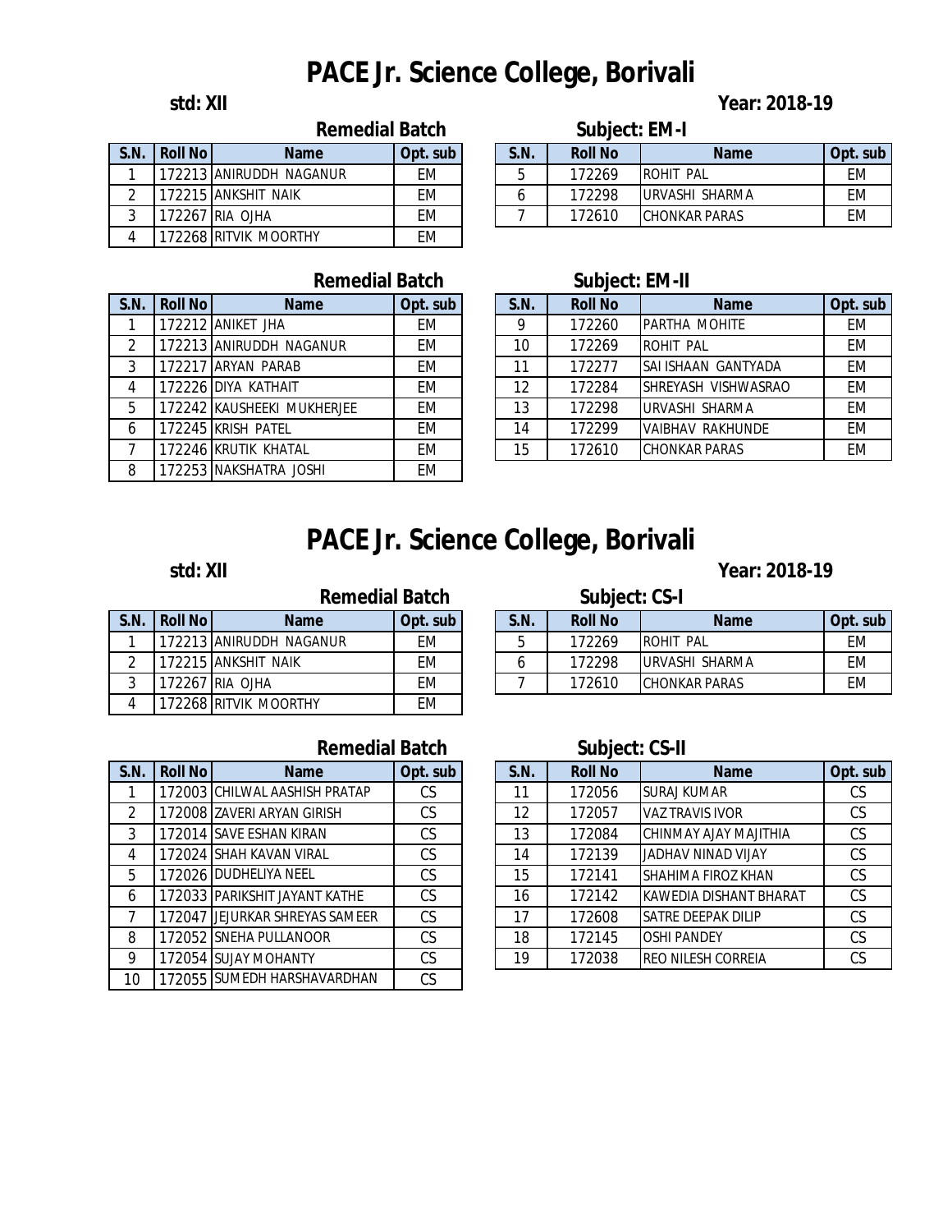# PACE Jr. Science College, Borivali

**std: XII** **Year: 2018-19**

## Remedial Batch Subject: EM-I

| S.N. | Roll No | Name | Opt. sub |
|---|---|---|---|
| 1 | 172213 | ANIRUDDH NAGANUR | EM |
| 2 | 172215 | ANKSHIT NAIK | EM |
| 3 | 172267 | RIA OJHA | EM |
| 4 | 172268 | RITVIK MOORTHY | EM |
| 5 | 172269 | ROHIT PAL | EM |
| 6 | 172298 | URVASHI SHARMA | EM |
| 7 | 172610 | CHONKAR PARAS | EM |

## Remedial Batch Subject: EM-II

| S.N. | Roll No | Name | Opt. sub |
|---|---|---|---|
| 1 | 172212 | ANIKET JHA | EM |
| 2 | 172213 | ANIRUDDH NAGANUR | EM |
| 3 | 172217 | ARYAN PARAB | EM |
| 4 | 172226 | DIYA KATHAIT | EM |
| 5 | 172242 | KAUSHEEKI MUKHERJEE | EM |
| 6 | 172245 | KRISH PATEL | EM |
| 7 | 172246 | KRUTIK KHATAL | EM |
| 8 | 172253 | NAKSHATRA JOSHI | EM |
| 9 | 172260 | PARTHA MOHITE | EM |
| 10 | 172269 | ROHIT PAL | EM |
| 11 | 172277 | SAI ISHAAN GANTYADA | EM |
| 12 | 172284 | SHREYASH VISHWASRAO | EM |
| 13 | 172298 | URVASHI SHARMA | EM |
| 14 | 172299 | VAIBHAV RAKHUNDE | EM |
| 15 | 172610 | CHONKAR PARAS | EM |

# PACE Jr. Science College, Borivali

**std: XII** **Year: 2018-19**

## Remedial Batch Subject: CS-I

| S.N. | Roll No | Name | Opt. sub |
|---|---|---|---|
| 1 | 172213 | ANIRUDDH NAGANUR | EM |
| 2 | 172215 | ANKSHIT NAIK | EM |
| 3 | 172267 | RIA OJHA | EM |
| 4 | 172268 | RITVIK MOORTHY | EM |
| 5 | 172269 | ROHIT PAL | EM |
| 6 | 172298 | URVASHI SHARMA | EM |
| 7 | 172610 | CHONKAR PARAS | EM |

## Remedial Batch Subject: CS-II

| S.N. | Roll No | Name | Opt. sub |
|---|---|---|---|
| 1 | 172003 | CHILWAL AASHISH PRATAP | CS |
| 2 | 172008 | ZAVERI ARYAN GIRISH | CS |
| 3 | 172014 | SAVE ESHAN KIRAN | CS |
| 4 | 172024 | SHAH KAVAN VIRAL | CS |
| 5 | 172026 | DUDHELIYA NEEL | CS |
| 6 | 172033 | PARIKSHIT JAYANT KATHE | CS |
| 7 | 172047 | JEJURKAR SHREYAS SAMEER | CS |
| 8 | 172052 | SNEHA PULLANOOR | CS |
| 9 | 172054 | SUJAY MOHANTY | CS |
| 10 | 172055 | SUMEDH HARSHAVARDHAN | CS |
| 11 | 172056 | SURAJ KUMAR | CS |
| 12 | 172057 | VAZ TRAVIS IVOR | CS |
| 13 | 172084 | CHINMAY AJAY MAJITHIA | CS |
| 14 | 172139 | JADHAV NINAD VIJAY | CS |
| 15 | 172141 | SHAHIMA FIROZ KHAN | CS |
| 16 | 172142 | KAWEDIA DISHANT BHARAT | CS |
| 17 | 172608 | SATRE DEEPAK DILIP | CS |
| 18 | 172145 | OSHI PANDEY | CS |
| 19 | 172038 | REO NILESH CORREIA | CS |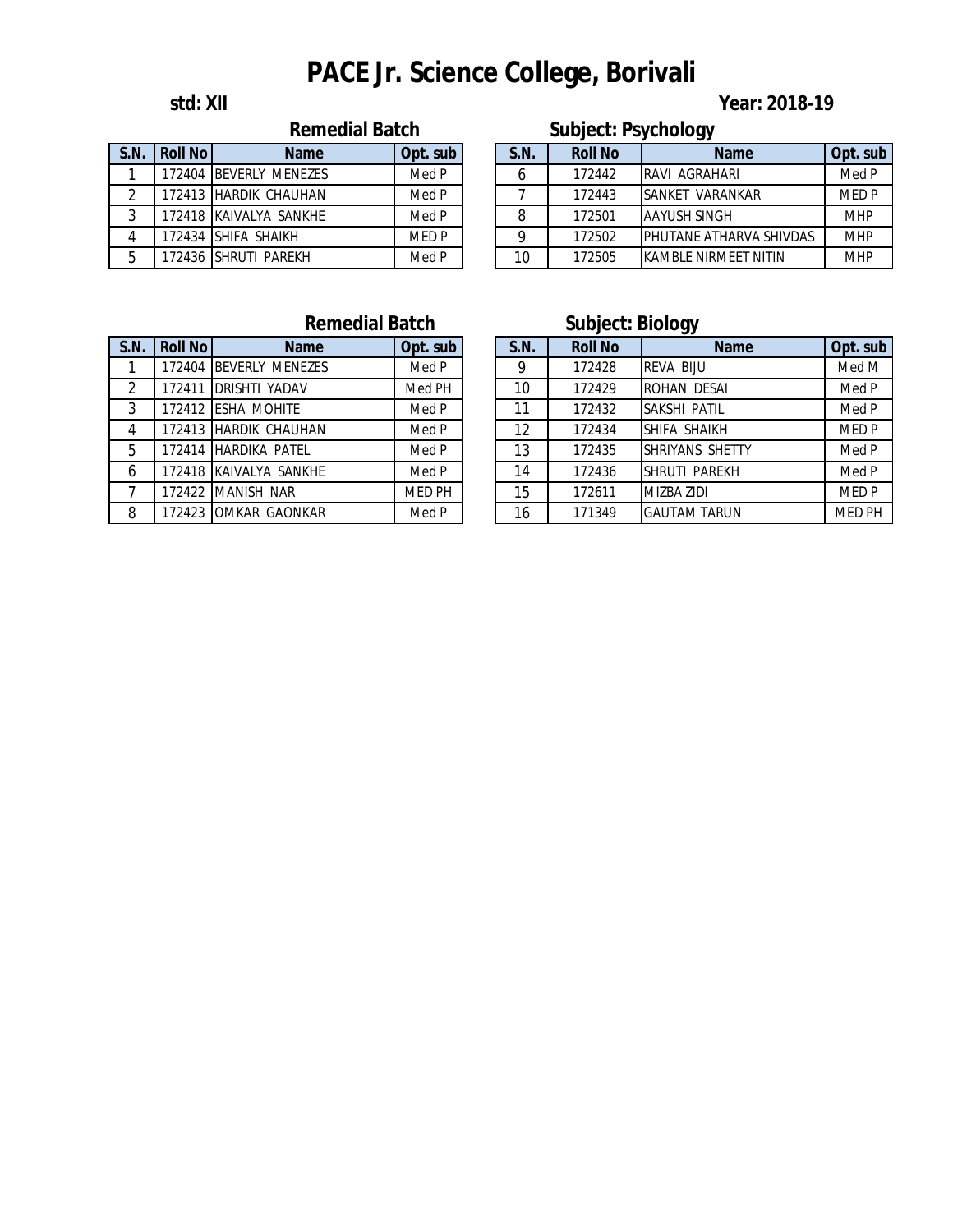# PACE Jr. Science College, Borivali

**std: XII** **Year: 2018-19**

## Remedial Batch Subject: Psychology

| S.N. | Roll No | Name | Opt. sub |
|---|---|---|---|
| 1 | 172404 | BEVERLY MENEZES | Med P |
| 2 | 172413 | HARDIK CHAUHAN | Med P |
| 3 | 172418 | KAIVALYA SANKHE | Med P |
| 4 | 172434 | SHIFA SHAIKH | MED P |
| 5 | 172436 | SHRUTI PAREKH | Med P |
| 6 | 172442 | RAVI AGRAHARI | Med P |
| 7 | 172443 | SANKET VARANKAR | MED P |
| 8 | 172501 | AAYUSH SINGH | MHP |
| 9 | 172502 | PHUTANE ATHARVA SHIVDAS | MHP |
| 10 | 172505 | KAMBLE NIRMEET NITIN | MHP |

## Remedial Batch Subject: Biology

| S.N. | Roll No | Name | Opt. sub |
|---|---|---|---|
| 1 | 172404 | BEVERLY MENEZES | Med P |
| 2 | 172411 | DRISHTI YADAV | Med PH |
| 3 | 172412 | ESHA MOHITE | Med P |
| 4 | 172413 | HARDIK CHAUHAN | Med P |
| 5 | 172414 | HARDIKA PATEL | Med P |
| 6 | 172418 | KAIVALYA SANKHE | Med P |
| 7 | 172422 | MANISH NAR | MED PH |
| 8 | 172423 | OMKAR GAONKAR | Med P |
| 9 | 172428 | REVA BIJU | Med M |
| 10 | 172429 | ROHAN DESAI | Med P |
| 11 | 172432 | SAKSHI PATIL | Med P |
| 12 | 172434 | SHIFA SHAIKH | MED P |
| 13 | 172435 | SHRIYANS SHETTY | Med P |
| 14 | 172436 | SHRUTI PAREKH | Med P |
| 15 | 172611 | MIZBA ZIDI | MED P |
| 16 | 171349 | GAUTAM TARUN | MED PH |